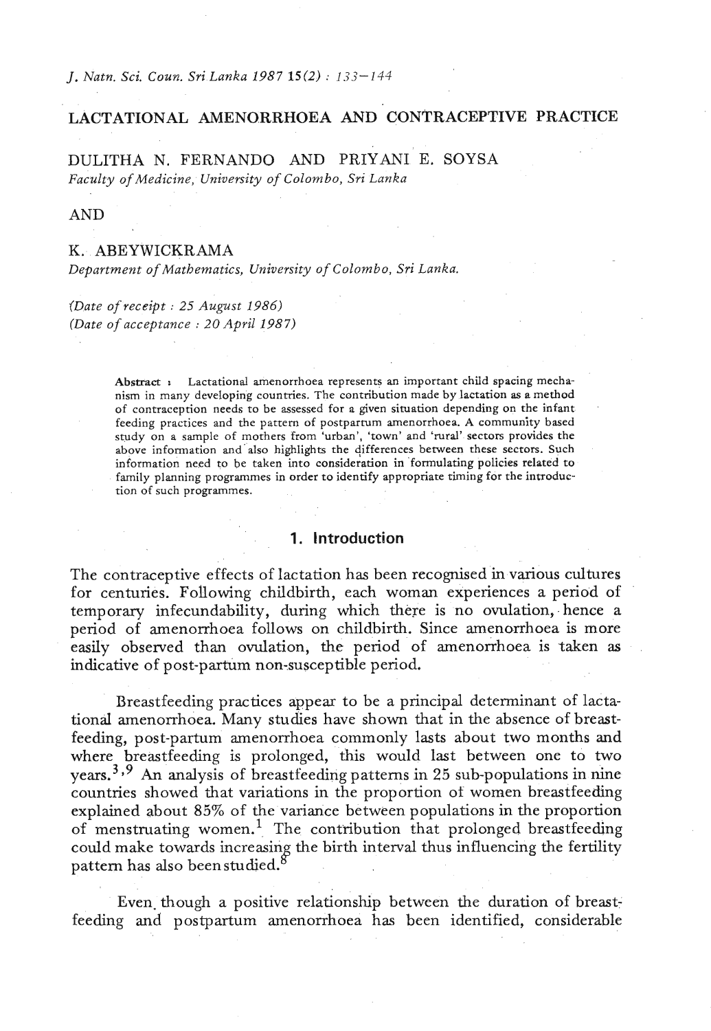# LACTATIONAL AMENORRHOEA AND CONTRACEPTIVE PRACTICE

DULITHA N. FERNANDO AND PRIYANI E. SOYSA
*Faculty of Medicine, University of Colombo, Sri Lanka*

AND

K. ABEYWICKRAMA
*Department of Mathematics, University of Colombo, Sri Lanka.*

*(Date of receipt : 25 August 1986)*
*(Date of acceptance : 20 April 1987)*

**Abstract :** Lactational amenorrhoea represents an important child spacing mechanism in many developing countries. The contribution made by lactation as a method of contraception needs to be assessed for a given situation depending on the infant feeding practices and the pattern of postpartum amenorrhoea. A community based study on a sample of mothers from 'urban', 'town' and 'rural' sectors provides the above information and also highlights the differences between these sectors. Such information need to be taken into consideration in formulating policies related to family planning programmes in order to identify appropriate timing for the introduction of such programmes.

## 1. Introduction

The contraceptive effects of lactation has been recognised in various cultures for centuries. Following childbirth, each woman experiences a period of temporary infecundability, during which there is no ovulation, hence a period of amenorrhoea follows on childbirth. Since amenorrhoea is more easily observed than ovulation, the period of amenorrhoea is taken as indicative of post-partum non-susceptible period.

Breastfeeding practices appear to be a principal determinant of lactational amenorrhoea. Many studies have shown that in the absence of breastfeeding, post-partum amenorrhoea commonly lasts about two months and where breastfeeding is prolonged, this would last between one to two years.[3,9] An analysis of breastfeeding patterns in 25 sub-populations in nine countries showed that variations in the proportion of women breastfeeding explained about 85% of the variance between populations in the proportion of menstruating women.[1] The contribution that prolonged breastfeeding could make towards increasing the birth interval thus influencing the fertility pattern has also been studied.[8]

Even though a positive relationship between the duration of breastfeeding and postpartum amenorrhoea has been identified, considerable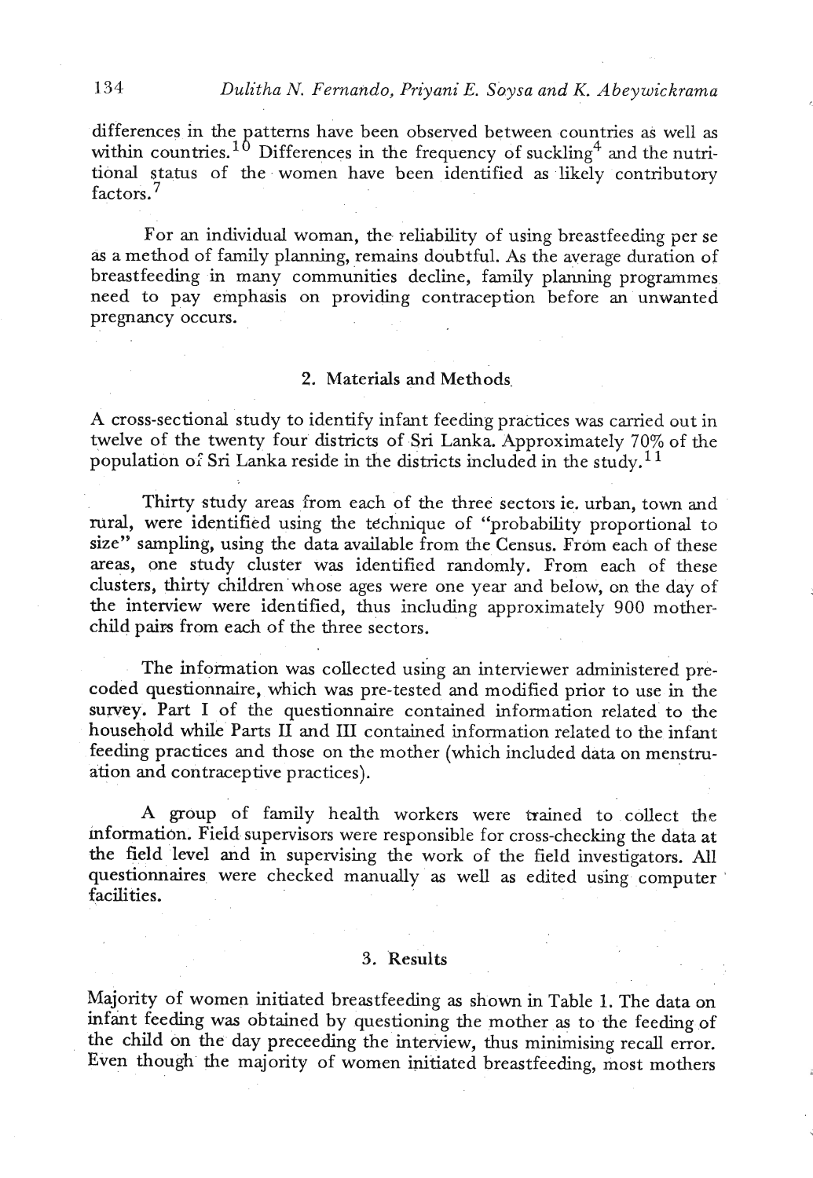differences in the patterns have been observed between countries as well as within countries.[10] Differences in the frequency of suckling[4] and the nutritional status of the women have been identified as likely contributory factors.[7]

For an individual woman, the reliability of using breastfeeding per se as a method of family planning, remains doubtful. As the average duration of breastfeeding in many communities decline, family planning programmes need to pay emphasis on providing contraception before an unwanted pregnancy occurs.

## 2. Materials and Methods

A cross-sectional study to identify infant feeding practices was carried out in twelve of the twenty four districts of Sri Lanka. Approximately 70% of the population of Sri Lanka reside in the districts included in the study.[11]

Thirty study areas from each of the three sectors ie. urban, town and rural, were identified using the technique of "probability proportional to size" sampling, using the data available from the Census. From each of these areas, one study cluster was identified randomly. From each of these clusters, thirty children whose ages were one year and below, on the day of the interview were identified, thus including approximately 900 mother-child pairs from each of the three sectors.

The information was collected using an interviewer administered pre-coded questionnaire, which was pre-tested and modified prior to use in the survey. Part I of the questionnaire contained information related to the household while Parts II and III contained information related to the infant feeding practices and those on the mother (which included data on menstruation and contraceptive practices).

A group of family health workers were trained to collect the information. Field supervisors were responsible for cross-checking the data at the field level and in supervising the work of the field investigators. All questionnaires were checked manually as well as edited using computer facilities.

## 3. Results

Majority of women initiated breastfeeding as shown in Table 1. The data on infant feeding was obtained by questioning the mother as to the feeding of the child on the day preceeding the interview, thus minimising recall error. Even though the majority of women initiated breastfeeding, most mothers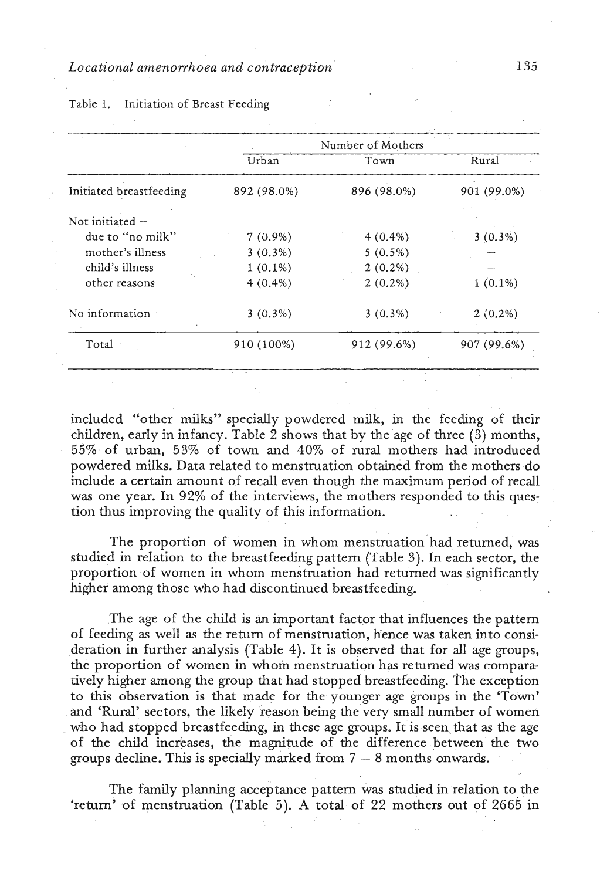Table 1. Initiation of Breast Feeding

| | Number of Mothers | | |
|---|---|---|---|
| | Urban | Town | Rural |
| Initiated breastfeeding | 892 (98.0%) | 896 (98.0%) | 901 (99.0%) |
| Not initiated – | | | |
| due to "no milk" | 7 (0.9%) | 4 (0.4%) | 3 (0.3%) |
| mother's illness | 3 (0.3%) | 5 (0.5%) | – |
| child's illness | 1 (0.1%) | 2 (0.2%) | – |
| other reasons | 4 (0.4%) | 2 (0.2%) | 1 (0.1%) |
| No information | 3 (0.3%) | 3 (0.3%) | 2 (0.2%) |
| Total | 910 (100%) | 912 (99.6%) | 907 (99.6%) |

included "other milks" specially powdered milk, in the feeding of their children, early in infancy. Table 2 shows that by the age of three (3) months, 55% of urban, 53% of town and 40% of rural mothers had introduced powdered milks. Data related to menstruation obtained from the mothers do include a certain amount of recall even though the maximum period of recall was one year. In 92% of the interviews, the mothers responded to this question thus improving the quality of this information.

The proportion of women in whom menstruation had returned, was studied in relation to the breastfeeding pattern (Table 3). In each sector, the proportion of women in whom menstruation had returned was significantly higher among those who had discontinued breastfeeding.

The age of the child is an important factor that influences the pattern of feeding as well as the return of menstruation, hence was taken into consideration in further analysis (Table 4). It is observed that for all age groups, the proportion of women in whom menstruation has returned was comparatively higher among the group that had stopped breastfeeding. The exception to this observation is that made for the younger age groups in the 'Town' and 'Rural' sectors, the likely reason being the very small number of women who had stopped breastfeeding, in these age groups. It is seen that as the age of the child increases, the magnitude of the difference between the two groups decline. This is specially marked from 7 – 8 months onwards.

The family planning acceptance pattern was studied in relation to the 'return' of menstruation (Table 5). A total of 22 mothers out of 2665 in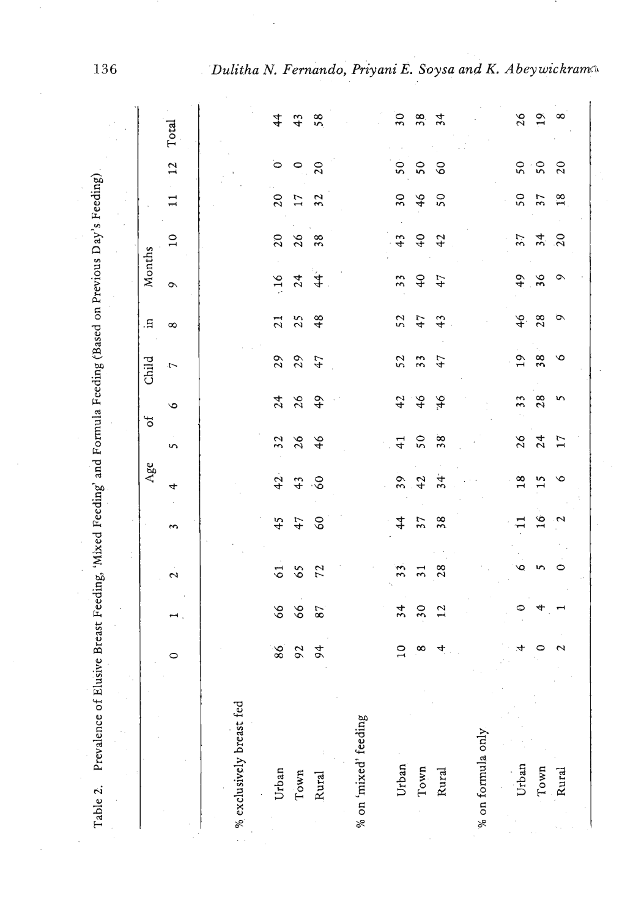Table 2. Prevalence of Elusive Breast Feeding, 'Mixed Feeding' and Formula Feeding (Based on Previous Day's Feeding)

| | Age of Child in Months | | | | | | | | | | | | | |
|---|---|---|---|---|---|---|---|---|---|---|---|---|---|---|
| | 0 | 1 | 2 | 3 | 4 | 5 | 6 | 7 | 8 | 9 | 10 | 11 | 12 | Total |
| % exclusively breast fed | | | | | | | | | | | | | | |
| Urban | 86 | 66 | 61 | 45 | 42 | 32 | 24 | 29 | 21 | 16 | 20 | 20 | 0 | 44 |
| Town | 92 | 66 | 65 | 47 | 43 | 26 | 26 | 29 | 25 | 24 | 26 | 17 | 0 | 43 |
| Rural | 94 | 87 | 72 | 60 | 60 | 46 | 49 | 47 | 48 | 44 | 38 | 32 | 20 | 58 |
| % on 'mixed' feeding | | | | | | | | | | | | | | |
| Urban | 10 | 34 | 33 | 44 | 39 | 41 | 42 | 52 | 52 | 33 | 43 | 30 | 50 | 30 |
| Town | 8 | 30 | 31 | 37 | 42 | 50 | 46 | 33 | 47 | 40 | 40 | 46 | 50 | 38 |
| Rural | 4 | 12 | 28 | 38 | 34 | 38 | 46 | 47 | 43 | 47 | 42 | 50 | 60 | 34 |
| % on formula only | | | | | | | | | | | | | | |
| Urban | 4 | 0 | 6 | 11 | 18 | 26 | 33 | 19 | 46 | 49 | 37 | 50 | 50 | 26 |
| Town | 0 | 4 | 5 | 16 | 15 | 24 | 28 | 38 | 28 | 36 | 34 | 37 | 50 | 19 |
| Rural | 2 | 1 | 0 | 2 | 6 | 17 | 5 | 6 | 9 | 9 | 20 | 18 | 20 | 8 |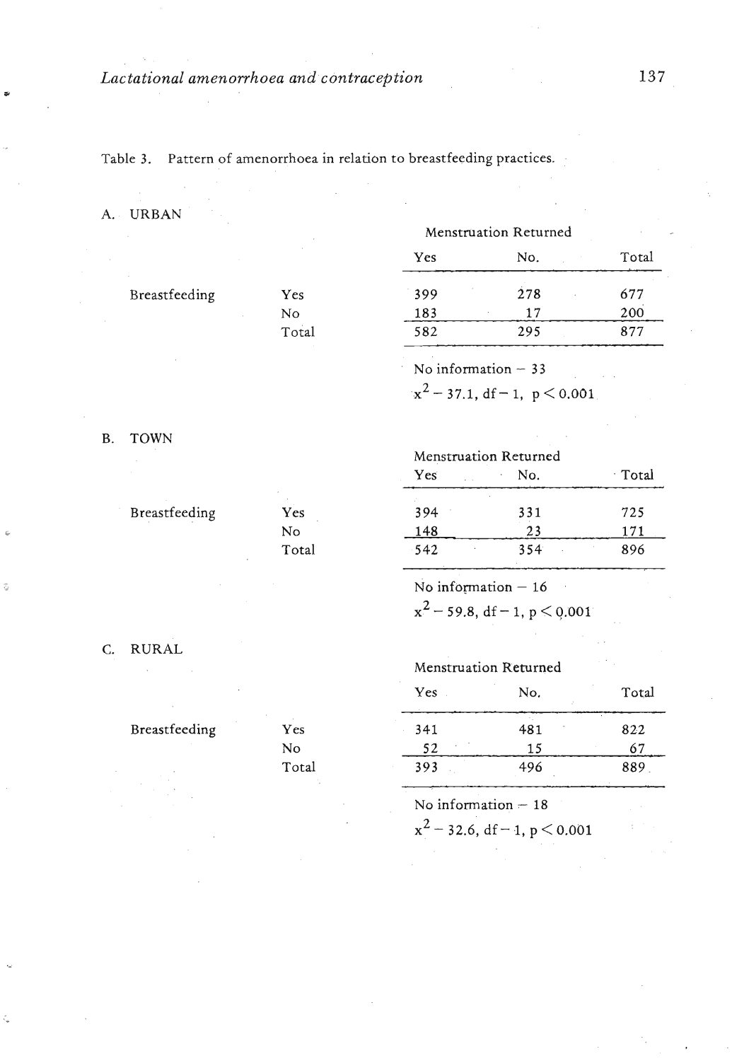Table 3. Pattern of amenorrhoea in relation to breastfeeding practices.

A. URBAN

| | | Menstruation Returned | | |
|---|---|---|---|---|
| | | Yes | No. | Total |
| Breastfeeding | Yes | 399 | 278 | 677 |
| | No | 183 | 17 | 200 |
| | Total | 582 | 295 | 877 |

No information – 33

$x^2$ – 37.1, df – 1, $p < 0.001$

B. TOWN

| | | Menstruation Returned | | |
|---|---|---|---|---|
| | | Yes | No. | Total |
| Breastfeeding | Yes | 394 | 331 | 725 |
| | No | 148 | 23 | 171 |
| | Total | 542 | 354 | 896 |

No information – 16

$x^2$ – 59.8, df – 1, $p < 0.001$

C. RURAL

| | | Menstruation Returned | | |
|---|---|---|---|---|
| | | Yes | No. | Total |
| Breastfeeding | Yes | 341 | 481 | 822 |
| | No | 52 | 15 | 67 |
| | Total | 393 | 496 | 889 |

No information – 18

$x^2$ – 32.6, df – 1, $p < 0.001$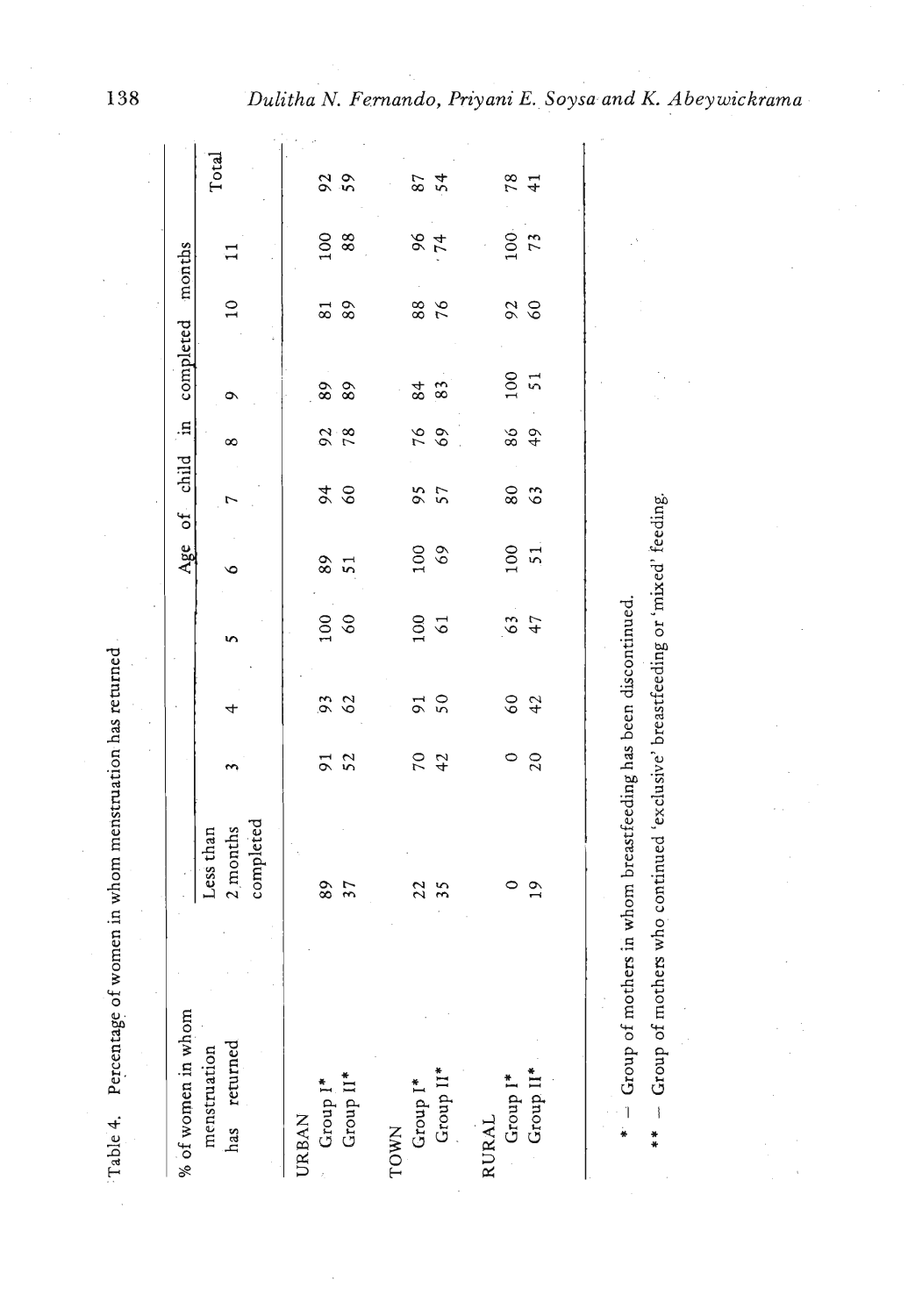Table 4. Percentage of women in whom menstruation has returned

| % of women in whom menstruation has returned | Age of child in completed months | | | | | | | | | | |
|---|---|---|---|---|---|---|---|---|---|---|---|
| | Less than 2 months completed | 3 | 4 | 5 | 6 | 7 | 8 | 9 | 10 | 11 | Total |
| URBAN | | | | | | | | | | | |
| Group I* | 89 | 91 | 93 | 100 | 89 | 94 | 92 | 89 | 81 | 100 | 92 |
| Group II* | 37 | 52 | 62 | 60 | 51 | 60 | 78 | 89 | 89 | 88 | 59 |
| TOWN | | | | | | | | | | | |
| Group I* | 22 | 70 | 91 | 100 | 100 | 95 | 76 | 84 | 88 | 96 | 87 |
| Group II* | 35 | 42 | 50 | 61 | 69 | 57 | 69 | 83 | 76 | 74 | 54 |
| RURAL | | | | | | | | | | | |
| Group I* | 0 | 0 | 60 | 63 | 100 | 80 | 86 | 100 | 92 | 100 | 78 |
| Group II* | 19 | 20 | 42 | 47 | 51 | 63 | 49 | 51 | 60 | 73 | 41 |

\* – Group of mothers in whom breastfeeding has been discontinued.

\*\* – Group of mothers who continued 'exclusive' breastfeeding or 'mixed' feeding.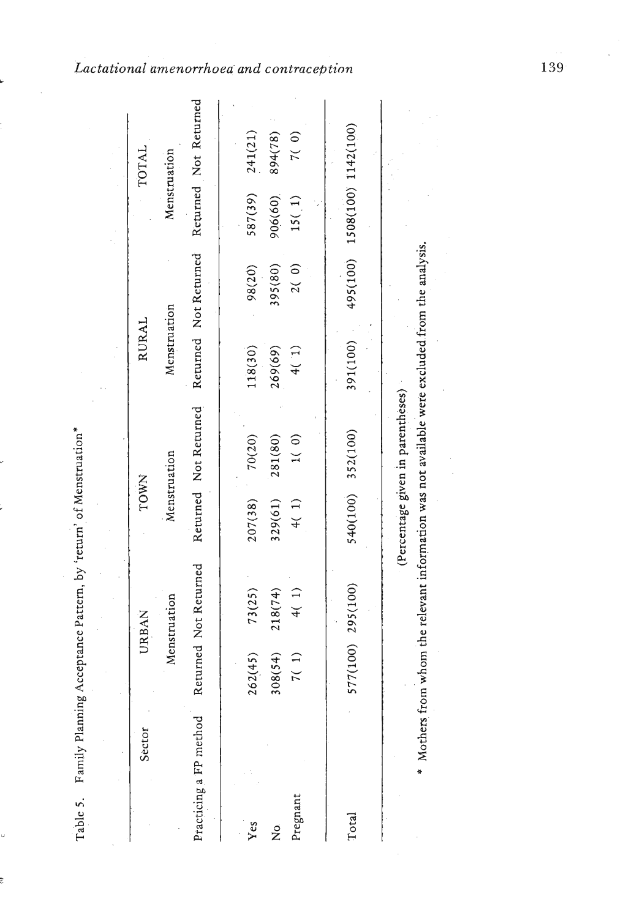Table 5. Family Planning Acceptance Pattern, by 'return' of Menstruation*

| Sector | URBAN | | TOWN | | RURAL | | TOTAL | |
|---|---|---|---|---|---|---|---|---|
| | Menstruation | | Menstruation | | Menstruation | | Menstruation | |
| Practicing a FP method | Returned | Not Returned | Returned | Not Returned | Returned | Not Returned | Returned | Not Returned |
| Yes | 262(45) | 73(25) | 207(38) | 70(20) | 118(30) | 98(20) | 587(39) | 241(21) |
| No | 308(54) | 218(74) | 329(61) | 281(80) | 269(69) | 395(80) | 906(60) | 894(78) |
| Pregnant | 7( 1) | 4( 1) | 4( 1) | 1( 0) | 4( 1) | 2( 0) | 15( 1) | 7( 0) |
| Total | 577(100) | 295(100) | 540(100) | 352(100) | 391(100) | 495(100) | 1508(100) | 1142(100) |

(Percentage given in parentheses)

\* Mothers from whom the relevant information was not available were excluded from the analysis.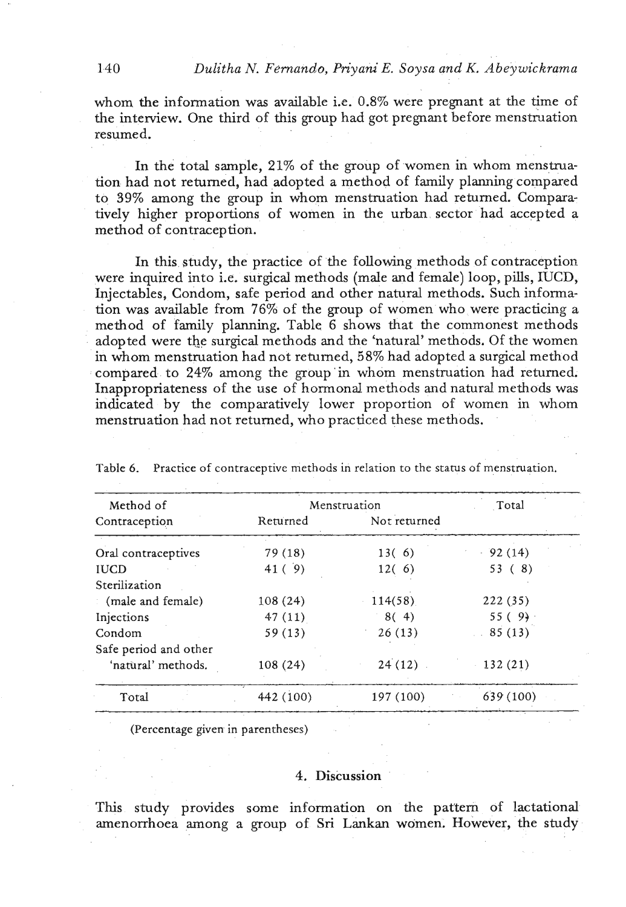whom the information was available i.e. 0.8% were pregnant at the time of the interview. One third of this group had got pregnant before menstruation resumed.

In the total sample, 21% of the group of women in whom menstruation had not returned, had adopted a method of family planning compared to 39% among the group in whom menstruation had returned. Comparatively higher proportions of women in the urban sector had accepted a method of contraception.

In this study, the practice of the following methods of contraception were inquired into i.e. surgical methods (male and female) loop, pills, IUCD, Injectables, Condom, safe period and other natural methods. Such information was available from 76% of the group of women who were practicing a method of family planning. Table 6 shows that the commonest methods adopted were the surgical methods and the 'natural' methods. Of the women in whom menstruation had not returned, 58% had adopted a surgical method compared to 24% among the group in whom menstruation had returned. Inappropriateness of the use of hormonal methods and natural methods was indicated by the comparatively lower proportion of women in whom menstruation had not returned, who practiced these methods.

Table 6. Practice of contraceptive methods in relation to the status of menstruation.

| Method of Contraception | Menstruation | | Total |
|---|---|---|---|
| | Returned | Not returned | |
| Oral contraceptives | 79 (18) | 13 ( 6) | 92 (14) |
| IUCD | 41 ( 9) | 12 ( 6) | 53 ( 8) |
| Sterilization (male and female) | 108 (24) | 114 (58) | 222 (35) |
| Injections | 47 (11) | 8 ( 4) | 55 ( 9) |
| Condom | 59 (13) | 26 (13) | 85 (13) |
| Safe period and other 'natural' methods. | 108 (24) | 24 (12) | 132 (21) |
| Total | 442 (100) | 197 (100) | 639 (100) |

(Percentage given in parentheses)

## 4. Discussion

This study provides some information on the pattern of lactational amenorrhoea among a group of Sri Lankan women. However, the study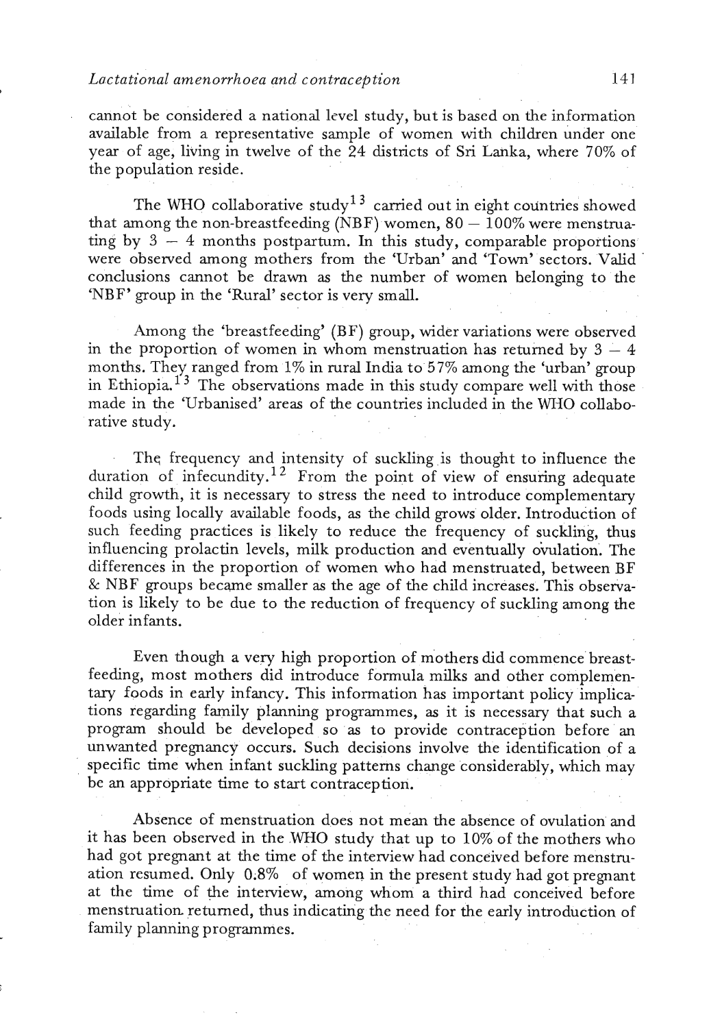cannot be considered a national level study, but is based on the information available from a representative sample of women with children under one year of age, living in twelve of the 24 districts of Sri Lanka, where 70% of the population reside.

The WHO collaborative study[13] carried out in eight countries showed that among the non-breastfeeding (NBF) women, 80 – 100% were menstruating by 3 – 4 months postpartum. In this study, comparable proportions were observed among mothers from the 'Urban' and 'Town' sectors. Valid conclusions cannot be drawn as the number of women belonging to the 'NBF' group in the 'Rural' sector is very small.

Among the 'breastfeeding' (BF) group, wider variations were observed in the proportion of women in whom menstruation has returned by 3 – 4 months. They ranged from 1% in rural India to 57% among the 'urban' group in Ethiopia.[13] The observations made in this study compare well with those made in the 'Urbanised' areas of the countries included in the WHO collaborative study.

The frequency and intensity of suckling is thought to influence the duration of infecundity.[12] From the point of view of ensuring adequate child growth, it is necessary to stress the need to introduce complementary foods using locally available foods, as the child grows older. Introduction of such feeding practices is likely to reduce the frequency of suckling, thus influencing prolactin levels, milk production and eventually ovulation. The differences in the proportion of women who had menstruated, between BF & NBF groups became smaller as the age of the child increases. This observation is likely to be due to the reduction of frequency of suckling among the older infants.

Even though a very high proportion of mothers did commence breastfeeding, most mothers did introduce formula milks and other complementary foods in early infancy. This information has important policy implications regarding family planning programmes, as it is necessary that such a program should be developed so as to provide contraception before an unwanted pregnancy occurs. Such decisions involve the identification of a specific time when infant suckling patterns change considerably, which may be an appropriate time to start contraception.

Absence of menstruation does not mean the absence of ovulation and it has been observed in the WHO study that up to 10% of the mothers who had got pregnant at the time of the interview had conceived before menstruation resumed. Only 0.8% of women in the present study had got pregnant at the time of the interview, among whom a third had conceived before menstruation returned, thus indicating the need for the early introduction of family planning programmes.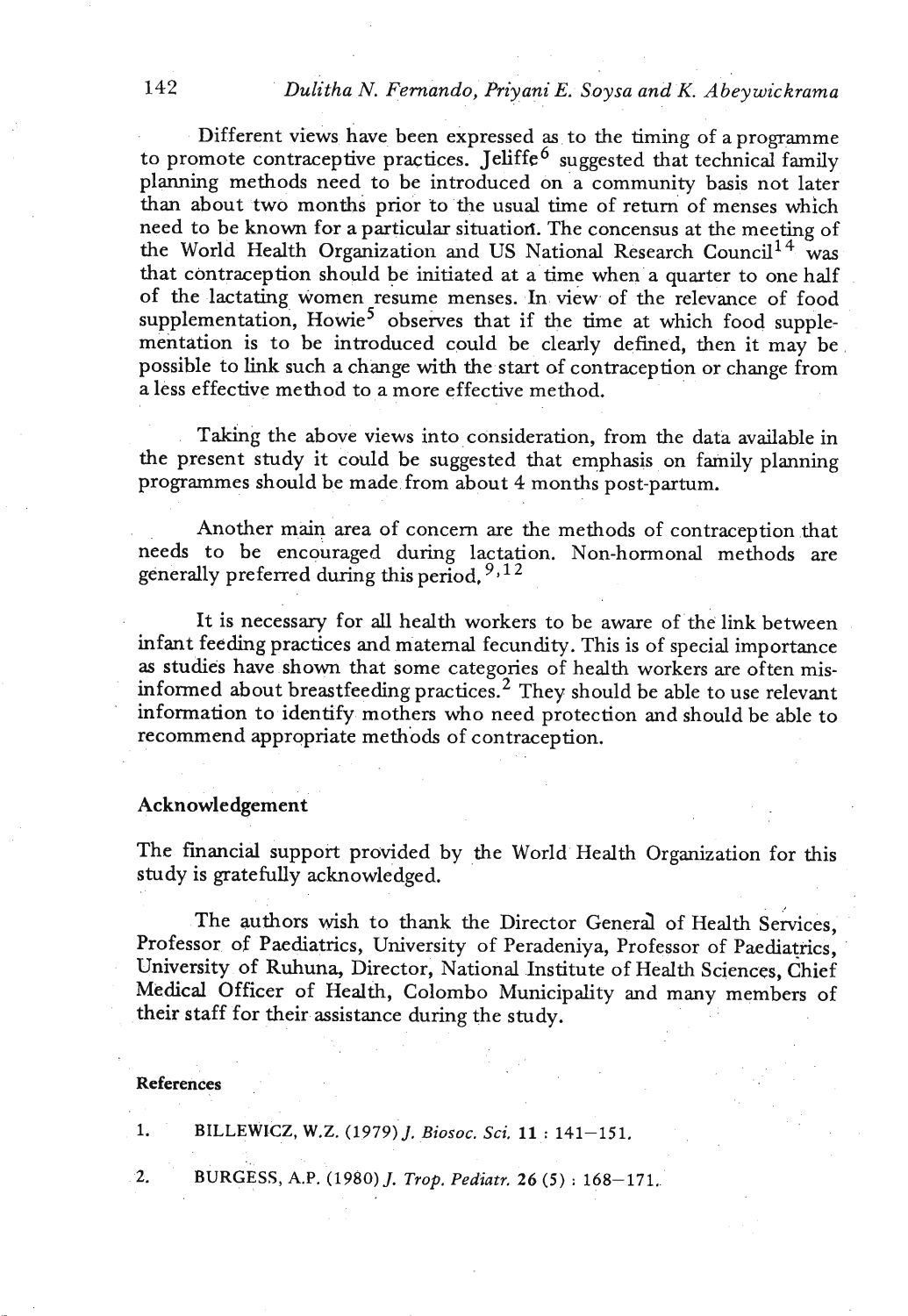Different views have been expressed as to the timing of a programme to promote contraceptive practices. Jeliffe[6] suggested that technical family planning methods need to be introduced on a community basis not later than about two months prior to the usual time of return of menses which need to be known for a particular situation. The concensus at the meeting of the World Health Organization and US National Research Council[14] was that contraception should be initiated at a time when a quarter to one half of the lactating women resume menses. In view of the relevance of food supplementation, Howie[5] observes that if the time at which food supplementation is to be introduced could be clearly defined, then it may be possible to link such a change with the start of contraception or change from a less effective method to a more effective method.

Taking the above views into consideration, from the data available in the present study it could be suggested that emphasis on family planning programmes should be made from about 4 months post-partum.

Another main area of concern are the methods of contraception that needs to be encouraged during lactation. Non-hormonal methods are generally preferred during this period.[9,12]

It is necessary for all health workers to be aware of the link between infant feeding practices and maternal fecundity. This is of special importance as studies have shown that some categories of health workers are often misinformed about breastfeeding practices.[2] They should be able to use relevant information to identify mothers who need protection and should be able to recommend appropriate methods of contraception.

## Acknowledgement

The financial support provided by the World Health Organization for this study is gratefully acknowledged.

The authors wish to thank the Director General of Health Services, Professor of Paediatrics, University of Peradeniya, Professor of Paediatrics, University of Ruhuna, Director, National Institute of Health Sciences, Chief Medical Officer of Health, Colombo Municipality and many members of their staff for their assistance during the study.

### References

1. BILLEWICZ, W.Z. (1979) *J. Biosoc. Sci.* **11** : 141–151.

2. BURGESS, A.P. (1980) *J. Trop. Pediatr.* **26** (5) : 168–171.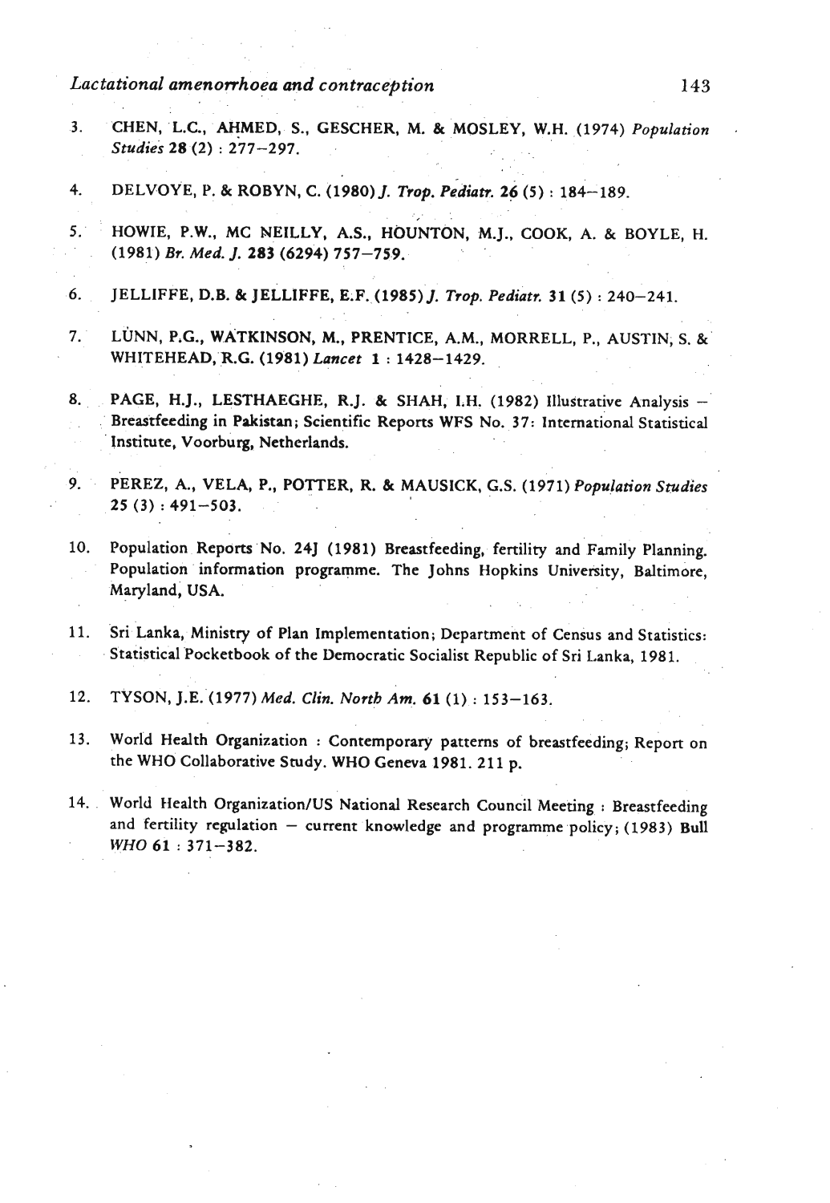3. CHEN, L.C., AHMED, S., GESCHER, M. & MOSLEY, W.H. (1974) *Population Studies* **28** (2) : 277–297.

4. DELVOYE, P. & ROBYN, C. (1980) *J. Trop. Pediatr.* **26** (5) : 184–189.

5. HOWIE, P.W., MC NEILLY, A.S., HOUNTON, M.J., COOK, A. & BOYLE, H. (1981) *Br. Med. J.* **283** (6294) 757–759.

6. JELLIFFE, D.B. & JELLIFFE, E.F. (1985) *J. Trop. Pediatr.* **31** (5) : 240–241.

7. LUNN, P.G., WATKINSON, M., PRENTICE, A.M., MORRELL, P., AUSTIN, S. & WHITEHEAD, R.G. (1981) *Lancet* **1** : 1428–1429.

8. PAGE, H.J., LESTHAEGHE, R.J. & SHAH, I.H. (1982) Illustrative Analysis – Breastfeeding in Pakistan; Scientific Reports WFS No. 37: International Statistical Institute, Voorburg, Netherlands.

9. PEREZ, A., VELA, P., POTTER, R. & MAUSICK, G.S. (1971) *Population Studies* **25** (3) : 491–503.

10. Population Reports No. 24J (1981) Breastfeeding, fertility and Family Planning. Population information programme. The Johns Hopkins University, Baltimore, Maryland, USA.

11. Sri Lanka, Ministry of Plan Implementation; Department of Census and Statistics: Statistical Pocketbook of the Democratic Socialist Republic of Sri Lanka, 1981.

12. TYSON, J.E. (1977) *Med. Clin. North Am.* **61** (1) : 153–163.

13. World Health Organization : Contemporary patterns of breastfeeding; Report on the WHO Collaborative Study. WHO Geneva 1981. 211 p.

14. World Health Organization/US National Research Council Meeting : Breastfeeding and fertility regulation – current knowledge and programme policy; (1983) **Bull** *WHO* **61** : 371–382.